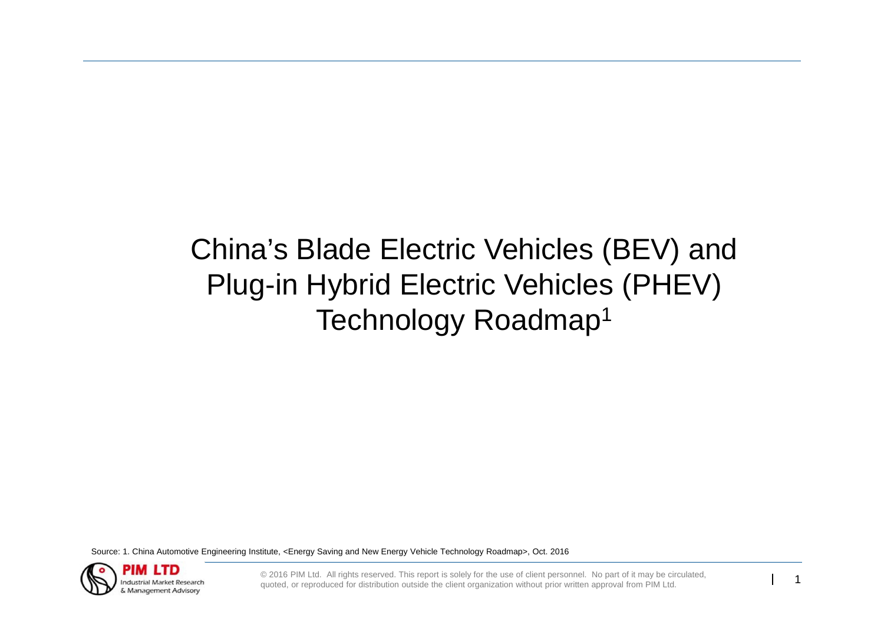# China's Blade Electric Vehicles (BEV) and Plug-in Hybrid Electric Vehicles (PHEV) Technology Roadmap[1]

Source: 1. China Automotive Engineering Institute, <Energy Saving and New Energy Vehicle Technology Roadmap>, Oct. 2016

© 2016 PIM Ltd. All rights reserved. This report is solely for the use of client personnel. No part of it may be circulated, quoted, or reproduced for distribution outside the client organization without prior written approval from PIM Ltd.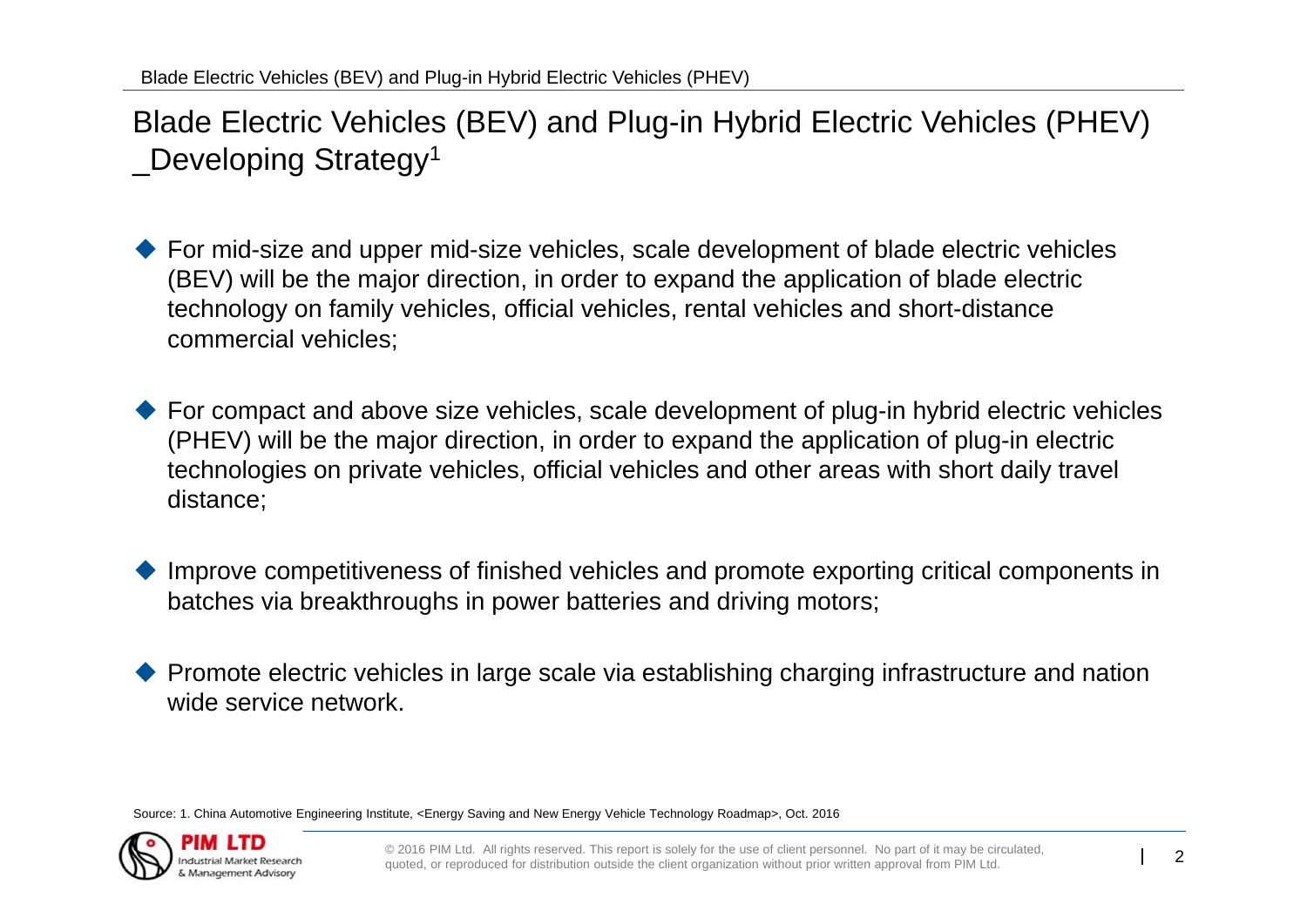# Blade Electric Vehicles (BEV) and Plug-in Hybrid Electric Vehicles (PHEV) _Developing Strategy[1]

- For mid-size and upper mid-size vehicles, scale development of blade electric vehicles (BEV) will be the major direction, in order to expand the application of blade electric technology on family vehicles, official vehicles, rental vehicles and short-distance commercial vehicles;

- For compact and above size vehicles, scale development of plug-in hybrid electric vehicles (PHEV) will be the major direction, in order to expand the application of plug-in electric technologies on private vehicles, official vehicles and other areas with short daily travel distance;

- Improve competitiveness of finished vehicles and promote exporting critical components in batches via breakthroughs in power batteries and driving motors;

- Promote electric vehicles in large scale via establishing charging infrastructure and nation wide service network.

Source: 1. China Automotive Engineering Institute, <Energy Saving and New Energy Vehicle Technology Roadmap>, Oct. 2016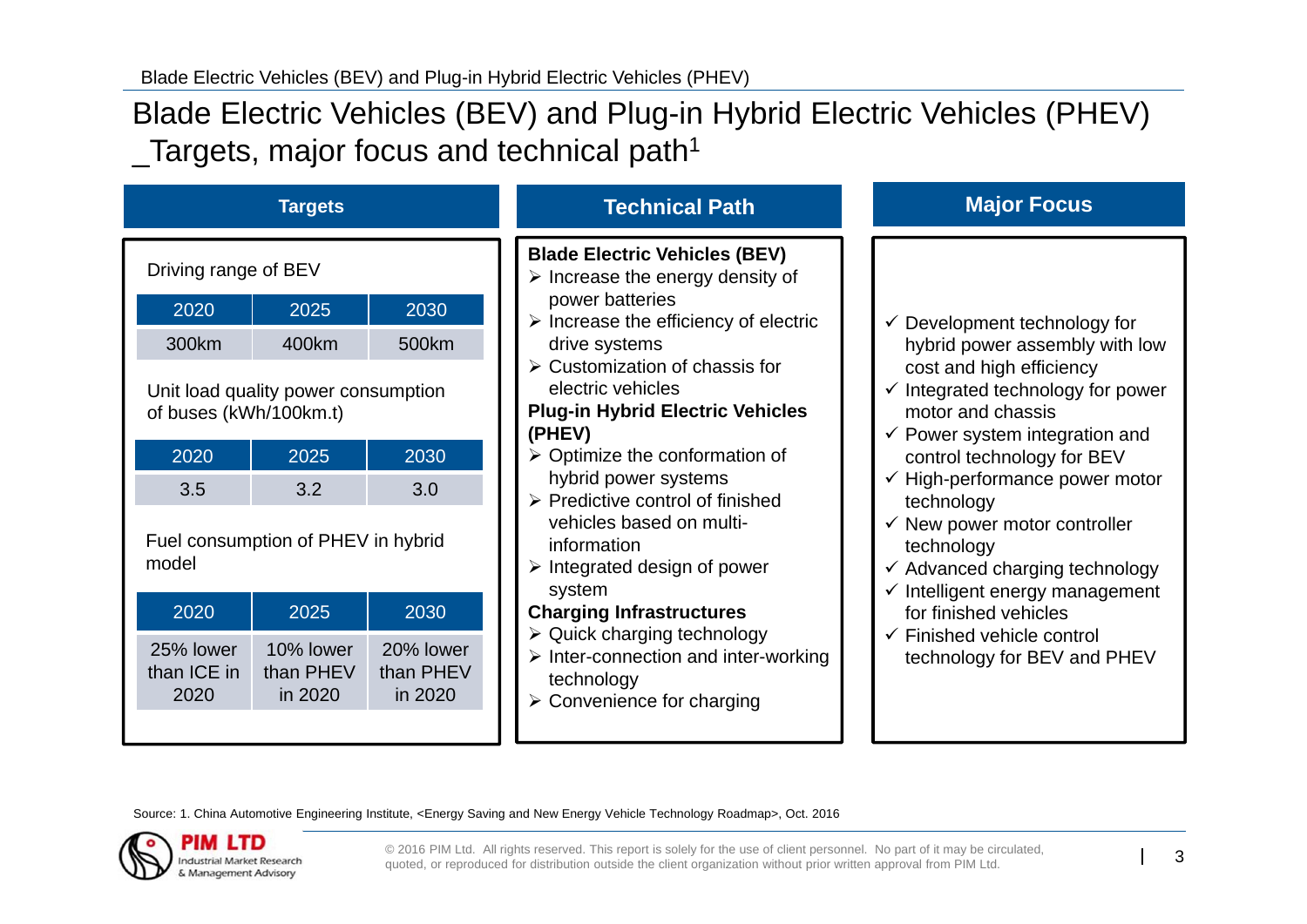# Blade Electric Vehicles (BEV) and Plug-in Hybrid Electric Vehicles (PHEV) _Targets, major focus and technical path[1]

## Targets

Driving range of BEV

| 2020 | 2025 | 2030 |
|---|---|---|
| 300km | 400km | 500km |

Unit load quality power consumption of buses (kWh/100km.t)

| 2020 | 2025 | 2030 |
|---|---|---|
| 3.5 | 3.2 | 3.0 |

Fuel consumption of PHEV in hybrid model

| 2020 | 2025 | 2030 |
|---|---|---|
| 25% lower than ICE in 2020 | 10% lower than PHEV in 2020 | 20% lower than PHEV in 2020 |

## Technical Path

**Blade Electric Vehicles (BEV)**

- Increase the energy density of power batteries
- Increase the efficiency of electric drive systems
- Customization of chassis for electric vehicles

**Plug-in Hybrid Electric Vehicles (PHEV)**

- Optimize the conformation of hybrid power systems
- Predictive control of finished vehicles based on multi-information
- Integrated design of power system

**Charging Infrastructures**

- Quick charging technology
- Inter-connection and inter-working technology
- Convenience for charging

## Major Focus

- ✓ Development technology for hybrid power assembly with low cost and high efficiency
- ✓ Integrated technology for power motor and chassis
- ✓ Power system integration and control technology for BEV
- ✓ High-performance power motor technology
- ✓ New power motor controller technology
- ✓ Advanced charging technology
- ✓ Intelligent energy management for finished vehicles
- ✓ Finished vehicle control technology for BEV and PHEV

Source: 1. China Automotive Engineering Institute, <Energy Saving and New Energy Vehicle Technology Roadmap>, Oct. 2016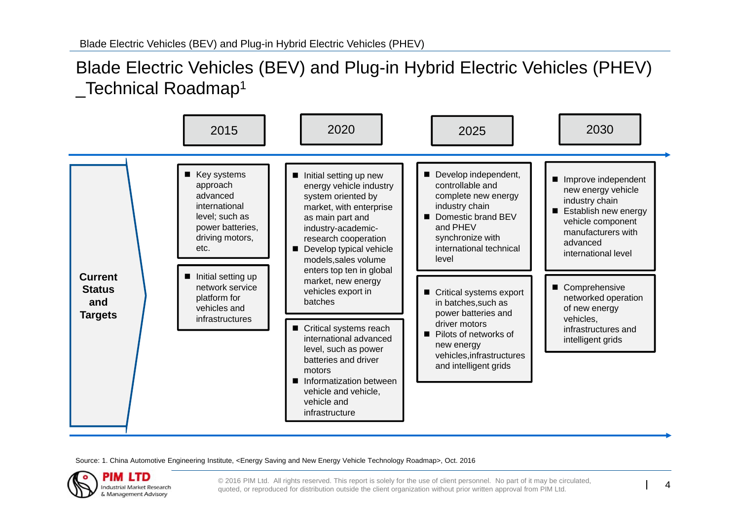# Blade Electric Vehicles (BEV) and Plug-in Hybrid Electric Vehicles (PHEV) _Technical Roadmap[1]

| Current Status and Targets | 2015 | 2020 | 2025 | 2030 |
|---|---|---|---|---|
| | ■ Key systems approach advanced international level; such as power batteries, driving motors, etc. | ■ Initial setting up new energy vehicle industry system oriented by market, with enterprise as main part and industry-academic-research cooperation<br>■ Develop typical vehicle models,sales volume enters top ten in global market, new energy vehicles export in batches | ■ Develop independent, controllable and complete new energy industry chain<br>■ Domestic brand BEV and PHEV synchronize with international technical level | ■ Improve independent new energy vehicle industry chain<br>■ Establish new energy vehicle component manufacturers with advanced international level |
| | ■ Initial setting up network service platform for vehicles and infrastructures | ■ Critical systems reach international advanced level, such as power batteries and driver motors<br>■ Informatization between vehicle and vehicle, vehicle and infrastructure | ■ Critical systems export in batches,such as power batteries and driver motors<br>■ Pilots of networks of new energy vehicles,infrastructures and intelligent grids | ■ Comprehensive networked operation of new energy vehicles, infrastructures and intelligent grids |

Source: 1. China Automotive Engineering Institute, <Energy Saving and New Energy Vehicle Technology Roadmap>, Oct. 2016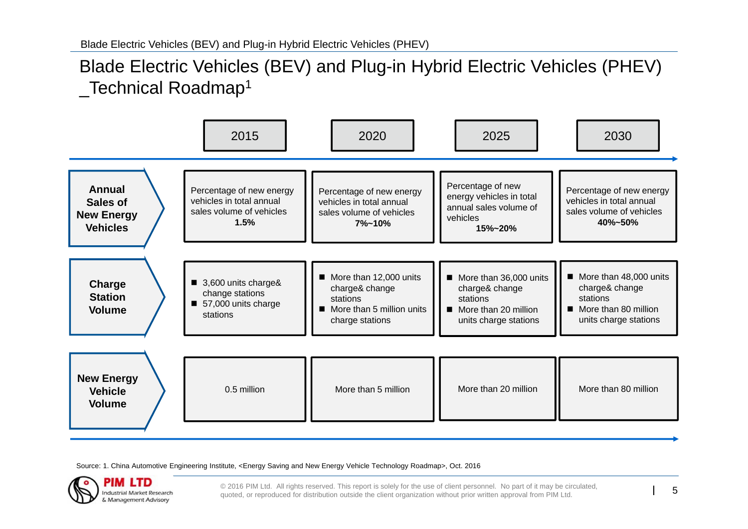# Blade Electric Vehicles (BEV) and Plug-in Hybrid Electric Vehicles (PHEV) _Technical Roadmap[1]

| | 2015 | 2020 | 2025 | 2030 |
|---|---|---|---|---|
| **Annual Sales of New Energy Vehicles** | Percentage of new energy vehicles in total annual sales volume of vehicles **1.5%** | Percentage of new energy vehicles in total annual sales volume of vehicles **7%~10%** | Percentage of new energy vehicles in total annual sales volume of vehicles **15%~20%** | Percentage of new energy vehicles in total annual sales volume of vehicles **40%~50%** |
| **Charge Station Volume** | ■ 3,600 units charge& change stations ■ 57,000 units charge stations | ■ More than 12,000 units charge& change stations ■ More than 5 million units charge stations | ■ More than 36,000 units charge& change stations ■ More than 20 million units charge stations | ■ More than 48,000 units charge& change stations ■ More than 80 million units charge stations |
| **New Energy Vehicle Volume** | 0.5 million | More than 5 million | More than 20 million | More than 80 million |

Source: 1. China Automotive Engineering Institute, <Energy Saving and New Energy Vehicle Technology Roadmap>, Oct. 2016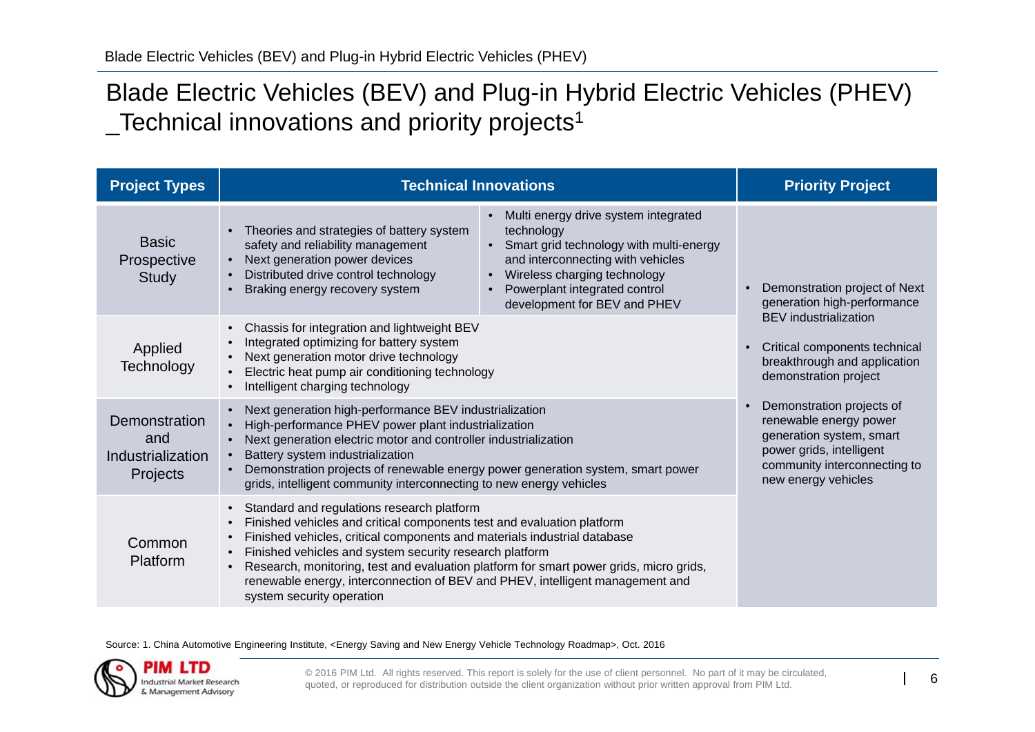# Blade Electric Vehicles (BEV) and Plug-in Hybrid Electric Vehicles (PHEV) _Technical innovations and priority projects[1]

| Project Types | Technical Innovations | Priority Project |
|---|---|---|
| Basic Prospective Study | • Theories and strategies of battery system safety and reliability management<br>• Next generation power devices<br>• Distributed drive control technology<br>• Braking energy recovery system<br>• Multi energy drive system integrated technology<br>• Smart grid technology with multi-energy and interconnecting with vehicles<br>• Wireless charging technology<br>• Powerplant integrated control development for BEV and PHEV | • Demonstration project of Next generation high-performance BEV industrialization<br>• Critical components technical breakthrough and application demonstration project<br>• Demonstration projects of renewable energy power generation system, smart power grids, intelligent community interconnecting to new energy vehicles |
| Applied Technology | • Chassis for integration and lightweight BEV<br>• Integrated optimizing for battery system<br>• Next generation motor drive technology<br>• Electric heat pump air conditioning technology<br>• Intelligent charging technology | |
| Demonstration and Industrialization Projects | • Next generation high-performance BEV industrialization<br>• High-performance PHEV power plant industrialization<br>• Next generation electric motor and controller industrialization<br>• Battery system industrialization<br>• Demonstration projects of renewable energy power generation system, smart power grids, intelligent community interconnecting to new energy vehicles | |
| Common Platform | • Standard and regulations research platform<br>• Finished vehicles and critical components test and evaluation platform<br>• Finished vehicles, critical components and materials industrial database<br>• Finished vehicles and system security research platform<br>• Research, monitoring, test and evaluation platform for smart power grids, micro grids, renewable energy, interconnection of BEV and PHEV, intelligent management and system security operation | |

Source: 1. China Automotive Engineering Institute, <Energy Saving and New Energy Vehicle Technology Roadmap>, Oct. 2016

PIM LTD Industrial Market Research & Management Advisory

© 2016 PIM Ltd. All rights reserved. This report is solely for the use of client personnel. No part of it may be circulated, quoted, or reproduced for distribution outside the client organization without prior written approval from PIM Ltd.